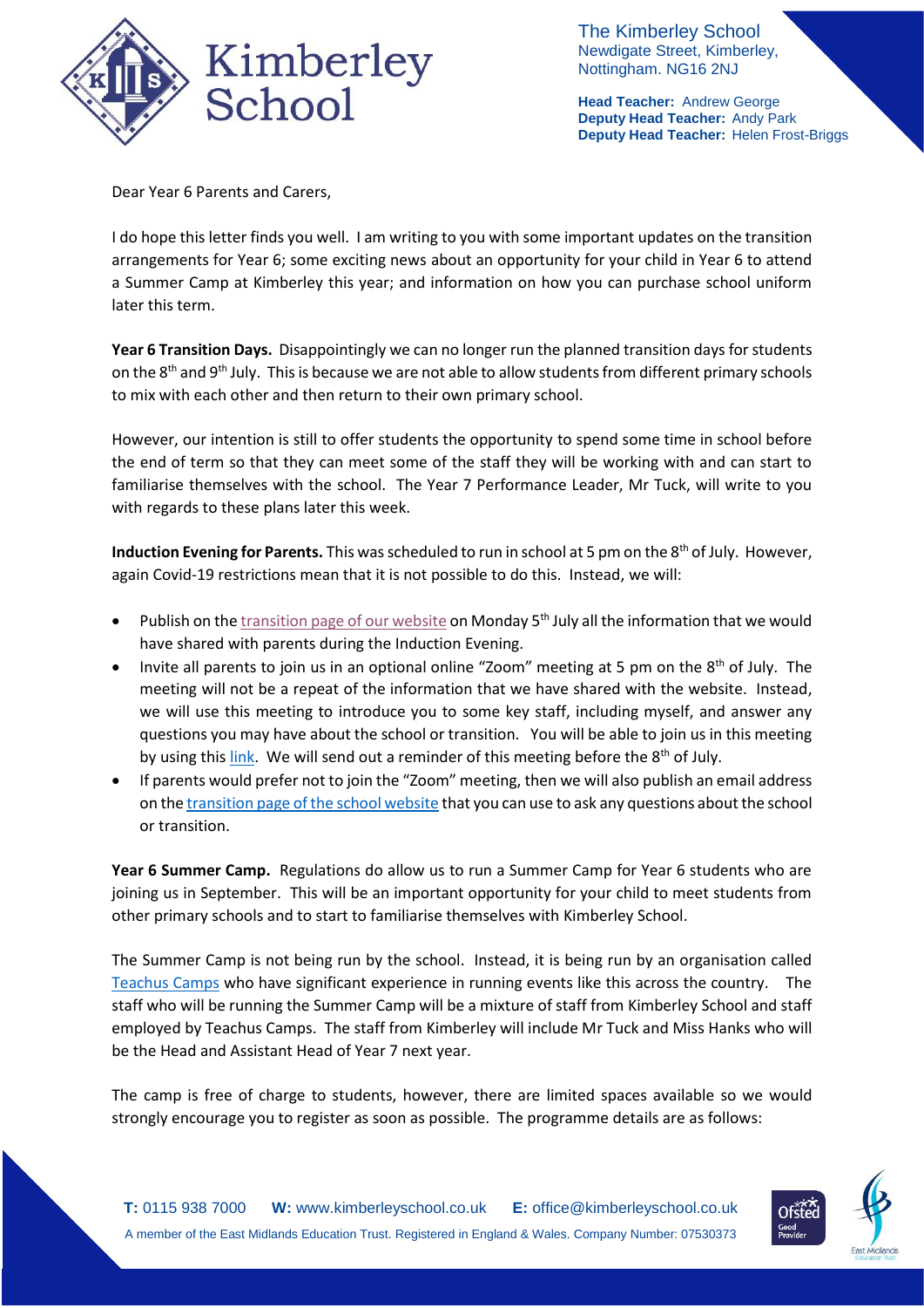The Kimberley School
Newdigate Street, Kimberley,
Nottingham. NG16 2NJ

**Head Teacher:** Andrew George
**Deputy Head Teacher:** Andy Park
**Deputy Head Teacher:** Helen Frost-Briggs

Dear Year 6 Parents and Carers,

I do hope this letter finds you well. I am writing to you with some important updates on the transition arrangements for Year 6; some exciting news about an opportunity for your child in Year 6 to attend a Summer Camp at Kimberley this year; and information on how you can purchase school uniform later this term.

**Year 6 Transition Days.** Disappointingly we can no longer run the planned transition days for students on the 8th and 9th July. This is because we are not able to allow students from different primary schools to mix with each other and then return to their own primary school.

However, our intention is still to offer students the opportunity to spend some time in school before the end of term so that they can meet some of the staff they will be working with and can start to familiarise themselves with the school. The Year 7 Performance Leader, Mr Tuck, will write to you with regards to these plans later this week.

**Induction Evening for Parents.** This was scheduled to run in school at 5 pm on the 8th of July. However, again Covid-19 restrictions mean that it is not possible to do this. Instead, we will:

- Publish on the transition page of our website on Monday 5th July all the information that we would have shared with parents during the Induction Evening.
- Invite all parents to join us in an optional online "Zoom" meeting at 5 pm on the 8th of July. The meeting will not be a repeat of the information that we have shared with the website. Instead, we will use this meeting to introduce you to some key staff, including myself, and answer any questions you may have about the school or transition. You will be able to join us in this meeting by using this link. We will send out a reminder of this meeting before the 8th of July.
- If parents would prefer not to join the "Zoom" meeting, then we will also publish an email address on the transition page of the school website that you can use to ask any questions about the school or transition.

**Year 6 Summer Camp.** Regulations do allow us to run a Summer Camp for Year 6 students who are joining us in September. This will be an important opportunity for your child to meet students from other primary schools and to start to familiarise themselves with Kimberley School.

The Summer Camp is not being run by the school. Instead, it is being run by an organisation called Teachus Camps who have significant experience in running events like this across the country. The staff who will be running the Summer Camp will be a mixture of staff from Kimberley School and staff employed by Teachus Camps. The staff from Kimberley will include Mr Tuck and Miss Hanks who will be the Head and Assistant Head of Year 7 next year.

The camp is free of charge to students, however, there are limited spaces available so we would strongly encourage you to register as soon as possible. The programme details are as follows:

**T:** 0115 938 7000 **W:** www.kimberleyschool.co.uk **E:** office@kimberleyschool.co.uk
A member of the East Midlands Education Trust. Registered in England & Wales. Company Number: 07530373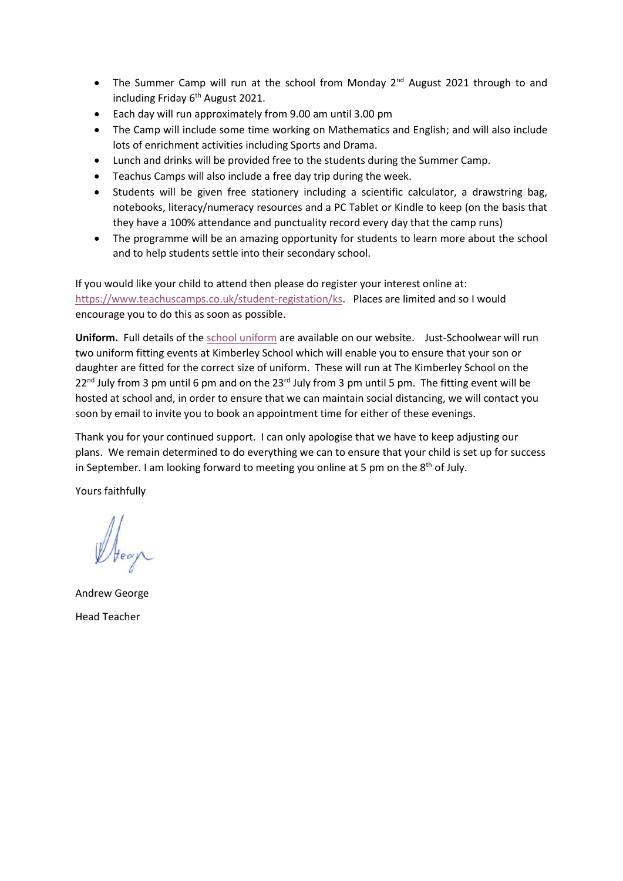- The Summer Camp will run at the school from Monday 2nd August 2021 through to and including Friday 6th August 2021.
- Each day will run approximately from 9.00 am until 3.00 pm
- The Camp will include some time working on Mathematics and English; and will also include lots of enrichment activities including Sports and Drama.
- Lunch and drinks will be provided free to the students during the Summer Camp.
- Teachus Camps will also include a free day trip during the week.
- Students will be given free stationery including a scientific calculator, a drawstring bag, notebooks, literacy/numeracy resources and a PC Tablet or Kindle to keep (on the basis that they have a 100% attendance and punctuality record every day that the camp runs)
- The programme will be an amazing opportunity for students to learn more about the school and to help students settle into their secondary school.

If you would like your child to attend then please do register your interest online at: https://www.teachuscamps.co.uk/student-registation/ks. Places are limited and so I would encourage you to do this as soon as possible.

**Uniform.** Full details of the school uniform are available on our website. Just-Schoolwear will run two uniform fitting events at Kimberley School which will enable you to ensure that your son or daughter are fitted for the correct size of uniform. These will run at The Kimberley School on the 22nd July from 3 pm until 6 pm and on the 23rd July from 3 pm until 5 pm. The fitting event will be hosted at school and, in order to ensure that we can maintain social distancing, we will contact you soon by email to invite you to book an appointment time for either of these evenings.

Thank you for your continued support. I can only apologise that we have to keep adjusting our plans. We remain determined to do everything we can to ensure that your child is set up for success in September. I am looking forward to meeting you online at 5 pm on the 8th of July.

Yours faithfully

Andrew George

Head Teacher